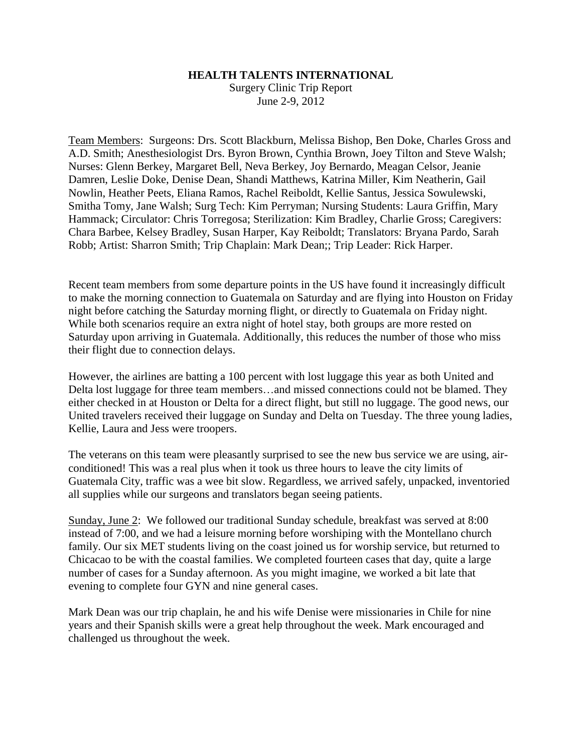**HEALTH TALENTS INTERNATIONAL**

Surgery Clinic Trip Report

June 2-9, 2012

Team Members: Surgeons: Drs. Scott Blackburn, Melissa Bishop, Ben Doke, Charles Gross and A.D. Smith; Anesthesiologist Drs. Byron Brown, Cynthia Brown, Joey Tilton and Steve Walsh; Nurses: Glenn Berkey, Margaret Bell, Neva Berkey, Joy Bernardo, Meagan Celsor, Jeanie Damren, Leslie Doke, Denise Dean, Shandi Matthews, Katrina Miller, Kim Neatherin, Gail Nowlin, Heather Peets, Eliana Ramos, Rachel Reiboldt, Kellie Santus, Jessica Sowulewski, Smitha Tomy, Jane Walsh; Surg Tech: Kim Perryman; Nursing Students: Laura Griffin, Mary Hammack; Circulator: Chris Torregosa; Sterilization: Kim Bradley, Charlie Gross; Caregivers: Chara Barbee, Kelsey Bradley, Susan Harper, Kay Reiboldt; Translators: Bryana Pardo, Sarah Robb; Artist: Sharron Smith; Trip Chaplain: Mark Dean;; Trip Leader: Rick Harper.

Recent team members from some departure points in the US have found it increasingly difficult to make the morning connection to Guatemala on Saturday and are flying into Houston on Friday night before catching the Saturday morning flight, or directly to Guatemala on Friday night. While both scenarios require an extra night of hotel stay, both groups are more rested on Saturday upon arriving in Guatemala. Additionally, this reduces the number of those who miss their flight due to connection delays.

However, the airlines are batting a 100 percent with lost luggage this year as both United and Delta lost luggage for three team members…and missed connections could not be blamed. They either checked in at Houston or Delta for a direct flight, but still no luggage. The good news, our United travelers received their luggage on Sunday and Delta on Tuesday. The three young ladies, Kellie, Laura and Jess were troopers.

The veterans on this team were pleasantly surprised to see the new bus service we are using, air-conditioned! This was a real plus when it took us three hours to leave the city limits of Guatemala City, traffic was a wee bit slow. Regardless, we arrived safely, unpacked, inventoried all supplies while our surgeons and translators began seeing patients.

Sunday, June 2: We followed our traditional Sunday schedule, breakfast was served at 8:00 instead of 7:00, and we had a leisure morning before worshiping with the Montellano church family. Our six MET students living on the coast joined us for worship service, but returned to Chicacao to be with the coastal families. We completed fourteen cases that day, quite a large number of cases for a Sunday afternoon. As you might imagine, we worked a bit late that evening to complete four GYN and nine general cases.

Mark Dean was our trip chaplain, he and his wife Denise were missionaries in Chile for nine years and their Spanish skills were a great help throughout the week. Mark encouraged and challenged us throughout the week.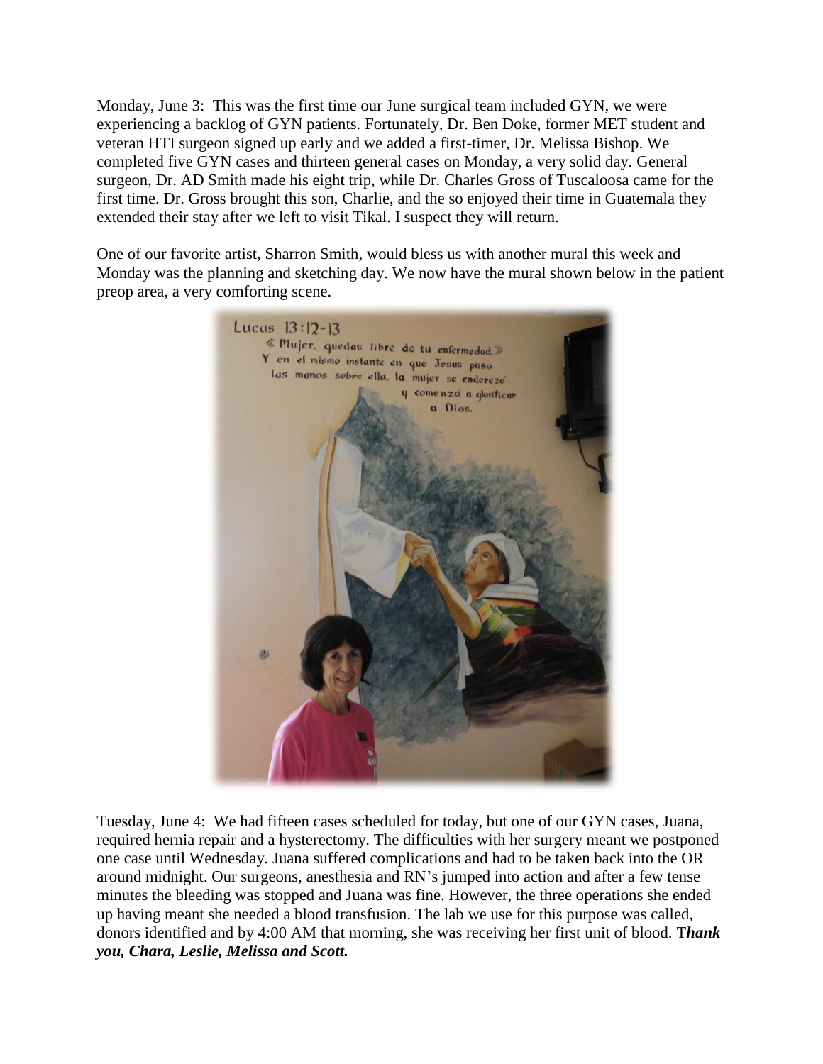Monday, June 3: This was the first time our June surgical team included GYN, we were experiencing a backlog of GYN patients. Fortunately, Dr. Ben Doke, former MET student and veteran HTI surgeon signed up early and we added a first-timer, Dr. Melissa Bishop. We completed five GYN cases and thirteen general cases on Monday, a very solid day. General surgeon, Dr. AD Smith made his eight trip, while Dr. Charles Gross of Tuscaloosa came for the first time. Dr. Gross brought this son, Charlie, and the so enjoyed their time in Guatemala they extended their stay after we left to visit Tikal. I suspect they will return.

One of our favorite artist, Sharron Smith, would bless us with another mural this week and Monday was the planning and sketching day. We now have the mural shown below in the patient preop area, a very comforting scene.

Tuesday, June 4: We had fifteen cases scheduled for today, but one of our GYN cases, Juana, required hernia repair and a hysterectomy. The difficulties with her surgery meant we postponed one case until Wednesday. Juana suffered complications and had to be taken back into the OR around midnight. Our surgeons, anesthesia and RN's jumped into action and after a few tense minutes the bleeding was stopped and Juana was fine. However, the three operations she ended up having meant she needed a blood transfusion. The lab we use for this purpose was called, donors identified and by 4:00 AM that morning, she was receiving her first unit of blood. T***hank you, Chara, Leslie, Melissa and Scott.***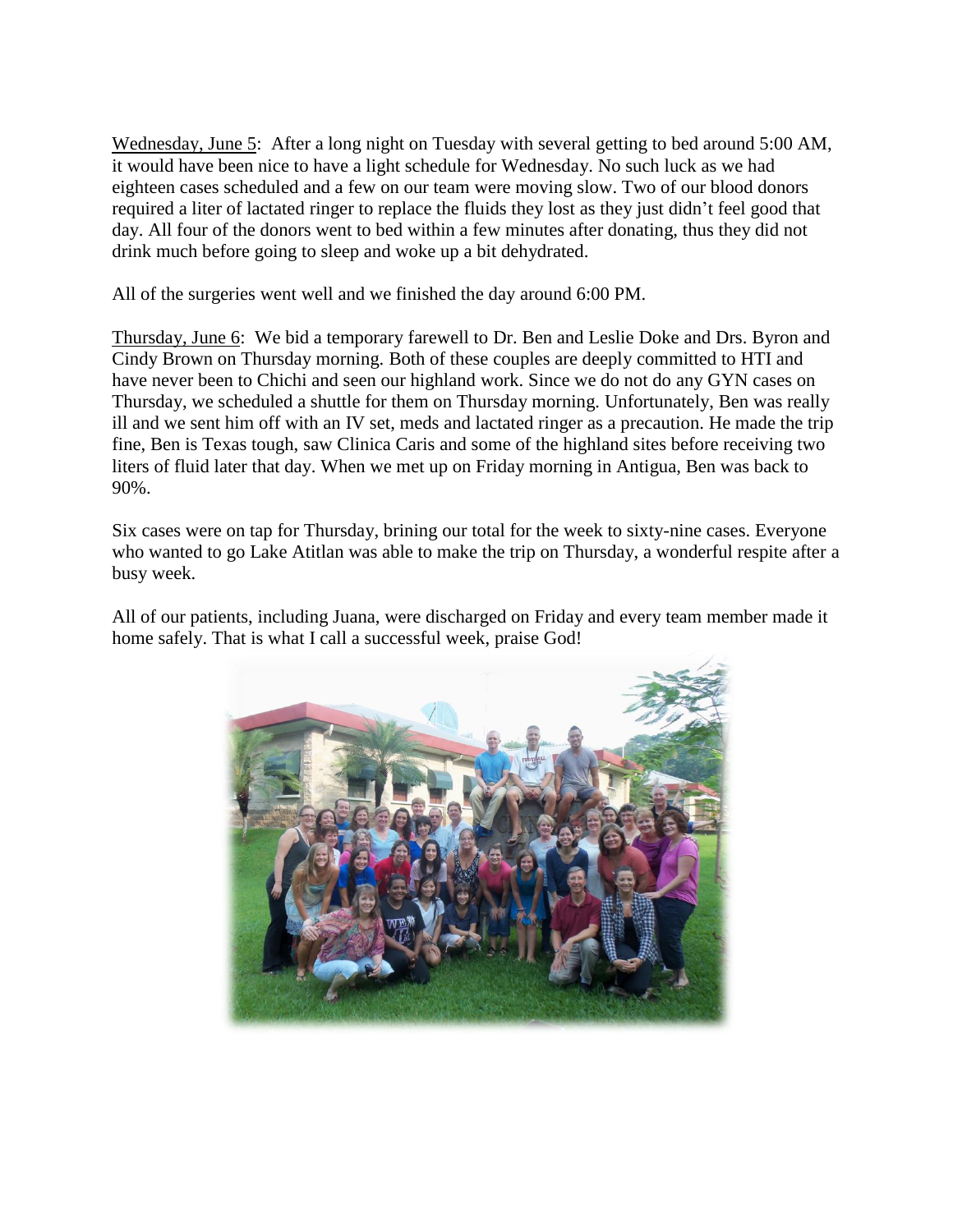<u>Wednesday, June 5</u>: After a long night on Tuesday with several getting to bed around 5:00 AM, it would have been nice to have a light schedule for Wednesday. No such luck as we had eighteen cases scheduled and a few on our team were moving slow. Two of our blood donors required a liter of lactated ringer to replace the fluids they lost as they just didn't feel good that day. All four of the donors went to bed within a few minutes after donating, thus they did not drink much before going to sleep and woke up a bit dehydrated.

All of the surgeries went well and we finished the day around 6:00 PM.

<u>Thursday, June 6</u>: We bid a temporary farewell to Dr. Ben and Leslie Doke and Drs. Byron and Cindy Brown on Thursday morning. Both of these couples are deeply committed to HTI and have never been to Chichi and seen our highland work. Since we do not do any GYN cases on Thursday, we scheduled a shuttle for them on Thursday morning. Unfortunately, Ben was really ill and we sent him off with an IV set, meds and lactated ringer as a precaution. He made the trip fine, Ben is Texas tough, saw Clinica Caris and some of the highland sites before receiving two liters of fluid later that day. When we met up on Friday morning in Antigua, Ben was back to 90%.

Six cases were on tap for Thursday, brining our total for the week to sixty-nine cases. Everyone who wanted to go Lake Atitlan was able to make the trip on Thursday, a wonderful respite after a busy week.

All of our patients, including Juana, were discharged on Friday and every team member made it home safely. That is what I call a successful week, praise God!